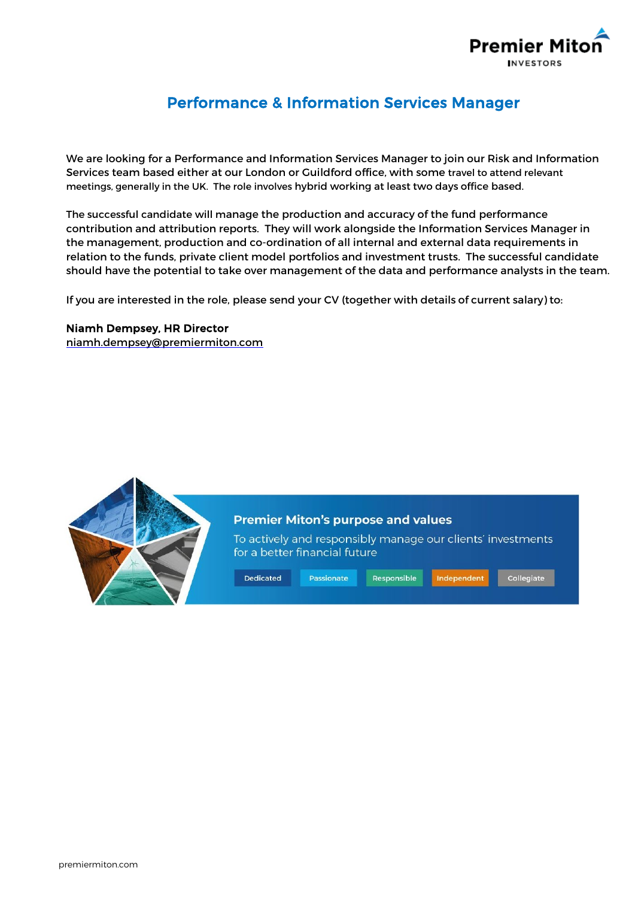Premier Miton INVESTORS

# Performance & Information Services Manager

We are looking for a Performance and Information Services Manager to join our Risk and Information Services team based either at our London or Guildford office, with some travel to attend relevant meetings, generally in the UK. The role involves hybrid working at least two days office based.

The successful candidate will manage the production and accuracy of the fund performance contribution and attribution reports. They will work alongside the Information Services Manager in the management, production and co-ordination of all internal and external data requirements in relation to the funds, private client model portfolios and investment trusts. The successful candidate should have the potential to take over management of the data and performance analysts in the team.

If you are interested in the role, please send your CV (together with details of current salary) to:

**Niamh Dempsey, HR Director**
niamh.dempsey@premiermiton.com

**Premier Miton's purpose and values**

To actively and responsibly manage our clients' investments for a better financial future

Dedicated | Passionate | Responsible | Independent | Collegiate

premiermiton.com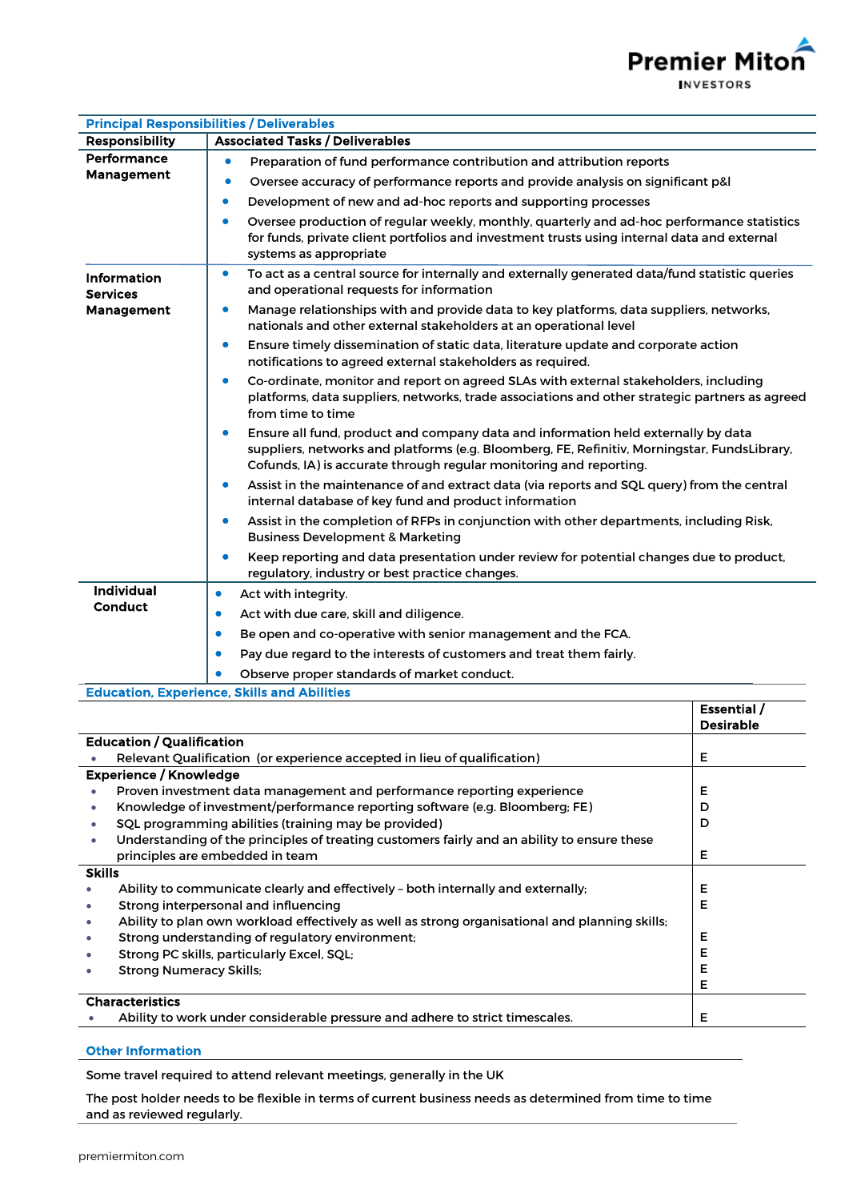## Principal Responsibilities / Deliverables

| Responsibility | Associated Tasks / Deliverables |
|---|---|
| **Performance Management** | • Preparation of fund performance contribution and attribution reports<br>• Oversee accuracy of performance reports and provide analysis on significant p&l<br>• Development of new and ad-hoc reports and supporting processes<br>• Oversee production of regular weekly, monthly, quarterly and ad-hoc performance statistics for funds, private client portfolios and investment trusts using internal data and external systems as appropriate |
| **Information Services Management** | • To act as a central source for internally and externally generated data/fund statistic queries and operational requests for information<br>• Manage relationships with and provide data to key platforms, data suppliers, networks, nationals and other external stakeholders at an operational level<br>• Ensure timely dissemination of static data, literature update and corporate action notifications to agreed external stakeholders as required.<br>• Co-ordinate, monitor and report on agreed SLAs with external stakeholders, including platforms, data suppliers, networks, trade associations and other strategic partners as agreed from time to time<br>• Ensure all fund, product and company data and information held externally by data suppliers, networks and platforms (e.g. Bloomberg, FE, Refinitiv, Morningstar, FundsLibrary, Cofunds, IA) is accurate through regular monitoring and reporting.<br>• Assist in the maintenance of and extract data (via reports and SQL query) from the central internal database of key fund and product information<br>• Assist in the completion of RFPs in conjunction with other departments, including Risk, Business Development & Marketing<br>• Keep reporting and data presentation under review for potential changes due to product, regulatory, industry or best practice changes. |
| **Individual Conduct** | • Act with integrity.<br>• Act with due care, skill and diligence.<br>• Be open and co-operative with senior management and the FCA.<br>• Pay due regard to the interests of customers and treat them fairly.<br>• Observe proper standards of market conduct. |

## Education, Experience, Skills and Abilities

| | Essential / Desirable |
|---|---|
| **Education / Qualification** | |
| • Relevant Qualification (or experience accepted in lieu of qualification) | E |
| **Experience / Knowledge** | |
| • Proven investment data management and performance reporting experience | E |
| • Knowledge of investment/performance reporting software (e.g. Bloomberg; FE) | D |
| • SQL programming abilities (training may be provided) | D |
| • Understanding of the principles of treating customers fairly and an ability to ensure these principles are embedded in team | E |
| **Skills** | |
| • Ability to communicate clearly and effectively – both internally and externally; | E |
| • Strong interpersonal and influencing | E |
| • Ability to plan own workload effectively as well as strong organisational and planning skills; | E |
| • Strong understanding of regulatory environment; | E |
| • Strong PC skills, particularly Excel, SQL; | E |
| • Strong Numeracy Skills; | E |
| **Characteristics** | |
| • Ability to work under considerable pressure and adhere to strict timescales. | E |

## Other Information

Some travel required to attend relevant meetings, generally in the UK

The post holder needs to be flexible in terms of current business needs as determined from time to time and as reviewed regularly.